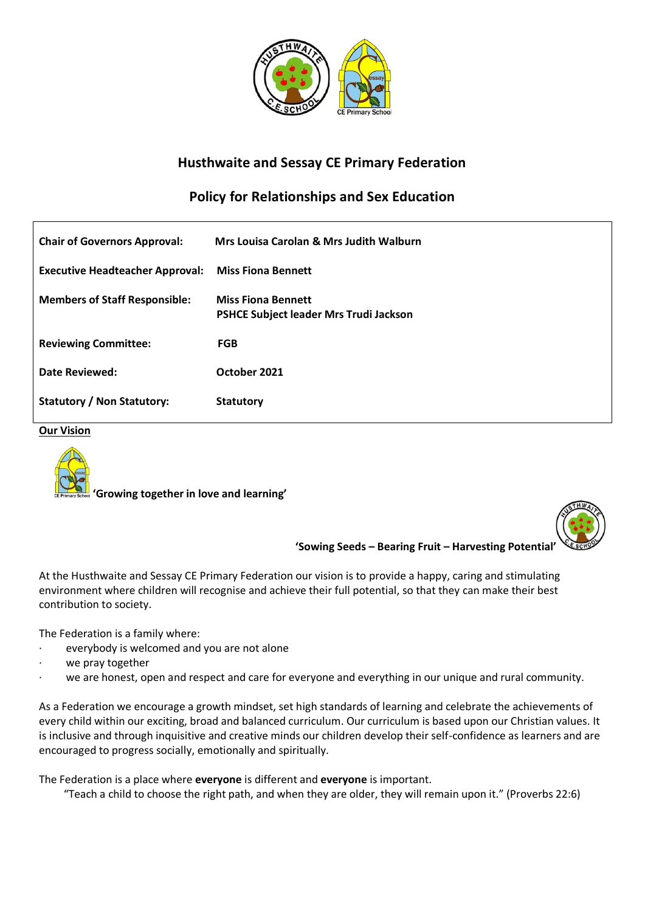# Husthwaite and Sessay CE Primary Federation

## Policy for Relationships and Sex Education

| | |
|---|---|
| **Chair of Governors Approval:** | **Mrs Louisa Carolan & Mrs Judith Walburn** |
| **Executive Headteacher Approval:** | **Miss Fiona Bennett** |
| **Members of Staff Responsible:** | **Miss Fiona Bennett**<br>**PSHCE Subject leader Mrs Trudi Jackson** |
| **Reviewing Committee:** | **FGB** |
| **Date Reviewed:** | **October 2021** |
| **Statutory / Non Statutory:** | **Statutory** |

**Our Vision**

**'Growing together in love and learning'**

**'Sowing Seeds – Bearing Fruit – Harvesting Potential'**

At the Husthwaite and Sessay CE Primary Federation our vision is to provide a happy, caring and stimulating environment where children will recognise and achieve their full potential, so that they can make their best contribution to society.

The Federation is a family where:

- everybody is welcomed and you are not alone
- we pray together
- we are honest, open and respect and care for everyone and everything in our unique and rural community.

As a Federation we encourage a growth mindset, set high standards of learning and celebrate the achievements of every child within our exciting, broad and balanced curriculum. Our curriculum is based upon our Christian values. It is inclusive and through inquisitive and creative minds our children develop their self-confidence as learners and are encouraged to progress socially, emotionally and spiritually.

The Federation is a place where **everyone** is different and **everyone** is important.

"Teach a child to choose the right path, and when they are older, they will remain upon it." (Proverbs 22:6)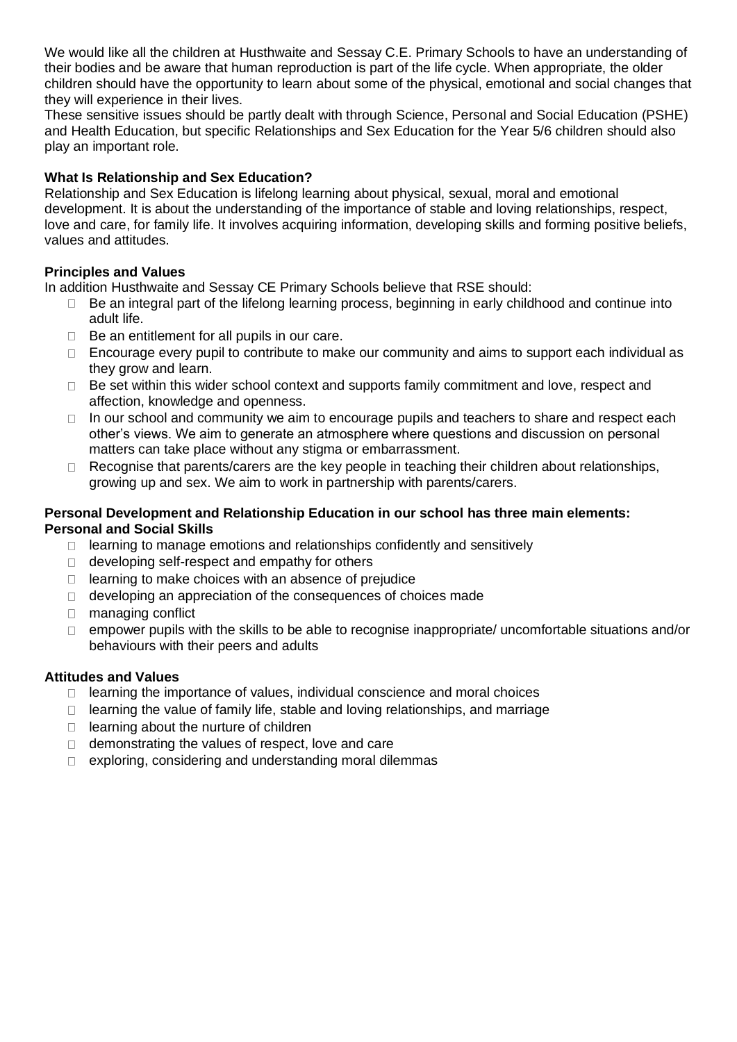We would like all the children at Husthwaite and Sessay C.E. Primary Schools to have an understanding of their bodies and be aware that human reproduction is part of the life cycle. When appropriate, the older children should have the opportunity to learn about some of the physical, emotional and social changes that they will experience in their lives.

These sensitive issues should be partly dealt with through Science, Personal and Social Education (PSHE) and Health Education, but specific Relationships and Sex Education for the Year 5/6 children should also play an important role.

**What Is Relationship and Sex Education?**

Relationship and Sex Education is lifelong learning about physical, sexual, moral and emotional development. It is about the understanding of the importance of stable and loving relationships, respect, love and care, for family life. It involves acquiring information, developing skills and forming positive beliefs, values and attitudes.

**Principles and Values**

In addition Husthwaite and Sessay CE Primary Schools believe that RSE should:

- Be an integral part of the lifelong learning process, beginning in early childhood and continue into adult life.
- Be an entitlement for all pupils in our care.
- Encourage every pupil to contribute to make our community and aims to support each individual as they grow and learn.
- Be set within this wider school context and supports family commitment and love, respect and affection, knowledge and openness.
- In our school and community we aim to encourage pupils and teachers to share and respect each other's views. We aim to generate an atmosphere where questions and discussion on personal matters can take place without any stigma or embarrassment.
- Recognise that parents/carers are the key people in teaching their children about relationships, growing up and sex. We aim to work in partnership with parents/carers.

**Personal Development and Relationship Education in our school has three main elements:**
**Personal and Social Skills**

- learning to manage emotions and relationships confidently and sensitively
- developing self-respect and empathy for others
- learning to make choices with an absence of prejudice
- developing an appreciation of the consequences of choices made
- managing conflict
- empower pupils with the skills to be able to recognise inappropriate/ uncomfortable situations and/or behaviours with their peers and adults

**Attitudes and Values**

- learning the importance of values, individual conscience and moral choices
- learning the value of family life, stable and loving relationships, and marriage
- learning about the nurture of children
- demonstrating the values of respect, love and care
- exploring, considering and understanding moral dilemmas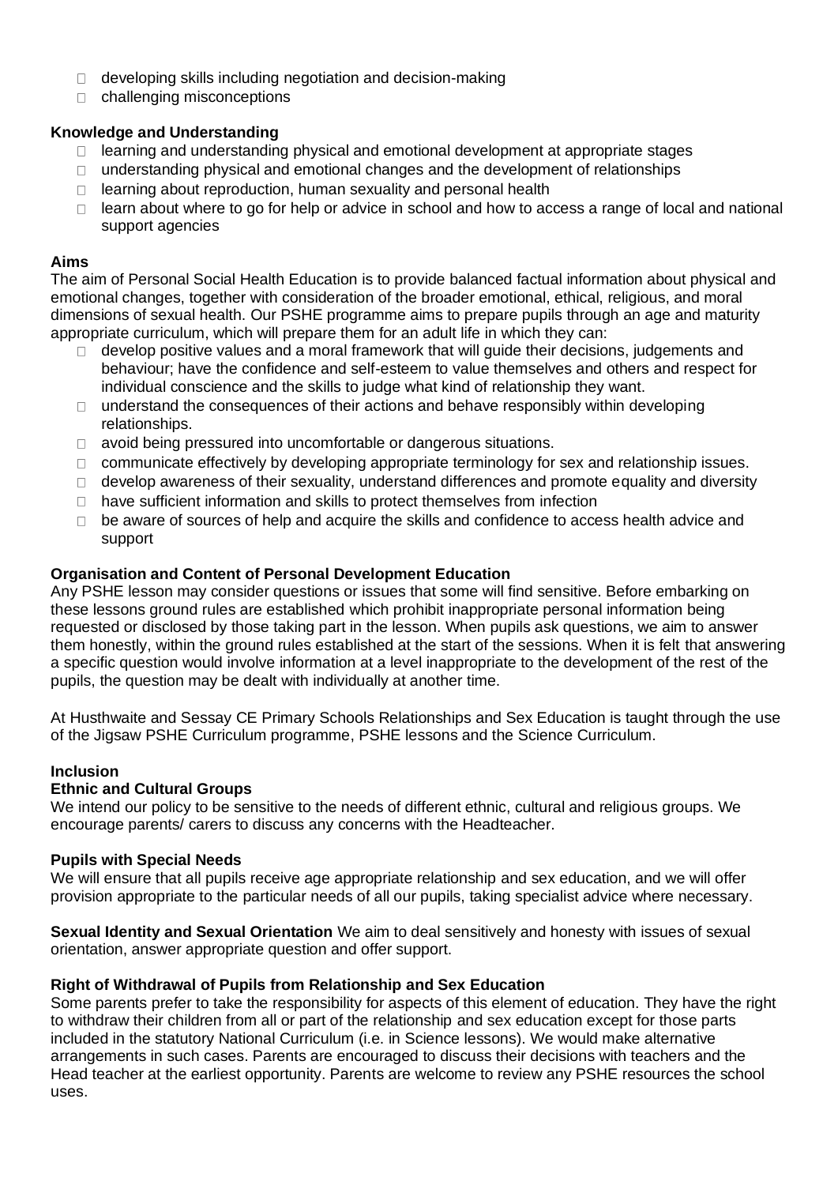- developing skills including negotiation and decision-making
- challenging misconceptions

**Knowledge and Understanding**

- learning and understanding physical and emotional development at appropriate stages
- understanding physical and emotional changes and the development of relationships
- learning about reproduction, human sexuality and personal health
- learn about where to go for help or advice in school and how to access a range of local and national support agencies

**Aims**

The aim of Personal Social Health Education is to provide balanced factual information about physical and emotional changes, together with consideration of the broader emotional, ethical, religious, and moral dimensions of sexual health. Our PSHE programme aims to prepare pupils through an age and maturity appropriate curriculum, which will prepare them for an adult life in which they can:

- develop positive values and a moral framework that will guide their decisions, judgements and behaviour; have the confidence and self-esteem to value themselves and others and respect for individual conscience and the skills to judge what kind of relationship they want.
- understand the consequences of their actions and behave responsibly within developing relationships.
- avoid being pressured into uncomfortable or dangerous situations.
- communicate effectively by developing appropriate terminology for sex and relationship issues.
- develop awareness of their sexuality, understand differences and promote equality and diversity
- have sufficient information and skills to protect themselves from infection
- be aware of sources of help and acquire the skills and confidence to access health advice and support

**Organisation and Content of Personal Development Education**

Any PSHE lesson may consider questions or issues that some will find sensitive. Before embarking on these lessons ground rules are established which prohibit inappropriate personal information being requested or disclosed by those taking part in the lesson. When pupils ask questions, we aim to answer them honestly, within the ground rules established at the start of the sessions. When it is felt that answering a specific question would involve information at a level inappropriate to the development of the rest of the pupils, the question may be dealt with individually at another time.

At Husthwaite and Sessay CE Primary Schools Relationships and Sex Education is taught through the use of the Jigsaw PSHE Curriculum programme, PSHE lessons and the Science Curriculum.

**Inclusion**

**Ethnic and Cultural Groups**

We intend our policy to be sensitive to the needs of different ethnic, cultural and religious groups. We encourage parents/ carers to discuss any concerns with the Headteacher.

**Pupils with Special Needs**

We will ensure that all pupils receive age appropriate relationship and sex education, and we will offer provision appropriate to the particular needs of all our pupils, taking specialist advice where necessary.

**Sexual Identity and Sexual Orientation** We aim to deal sensitively and honesty with issues of sexual orientation, answer appropriate question and offer support.

**Right of Withdrawal of Pupils from Relationship and Sex Education**

Some parents prefer to take the responsibility for aspects of this element of education. They have the right to withdraw their children from all or part of the relationship and sex education except for those parts included in the statutory National Curriculum (i.e. in Science lessons). We would make alternative arrangements in such cases. Parents are encouraged to discuss their decisions with teachers and the Head teacher at the earliest opportunity. Parents are welcome to review any PSHE resources the school uses.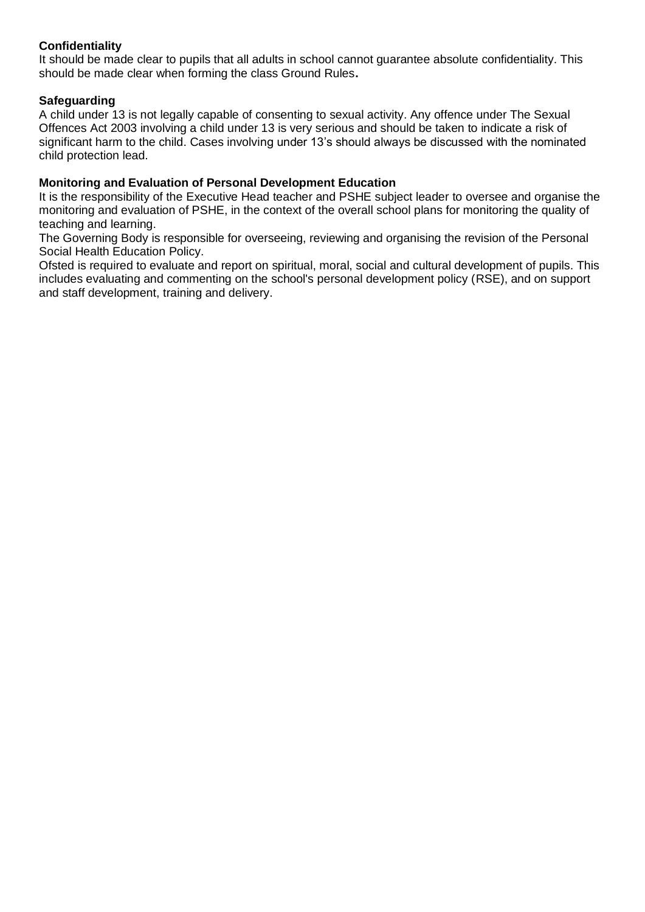**Confidentiality**

It should be made clear to pupils that all adults in school cannot guarantee absolute confidentiality. This should be made clear when forming the class Ground Rules**.**

**Safeguarding**

A child under 13 is not legally capable of consenting to sexual activity. Any offence under The Sexual Offences Act 2003 involving a child under 13 is very serious and should be taken to indicate a risk of significant harm to the child. Cases involving under 13's should always be discussed with the nominated child protection lead.

**Monitoring and Evaluation of Personal Development Education**

It is the responsibility of the Executive Head teacher and PSHE subject leader to oversee and organise the monitoring and evaluation of PSHE, in the context of the overall school plans for monitoring the quality of teaching and learning.

The Governing Body is responsible for overseeing, reviewing and organising the revision of the Personal Social Health Education Policy.

Ofsted is required to evaluate and report on spiritual, moral, social and cultural development of pupils. This includes evaluating and commenting on the school's personal development policy (RSE), and on support and staff development, training and delivery.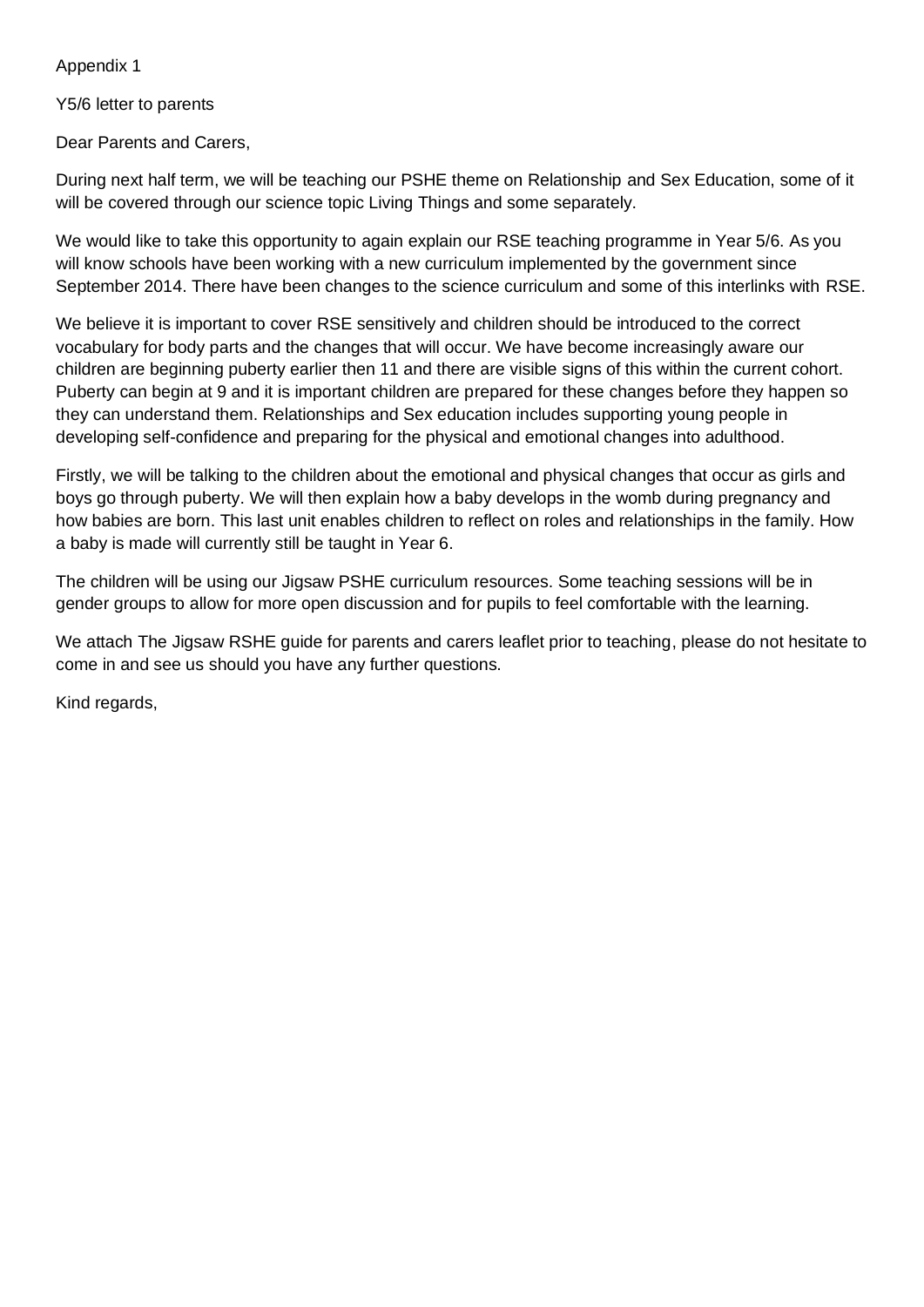Appendix 1

Y5/6 letter to parents

Dear Parents and Carers,

During next half term, we will be teaching our PSHE theme on Relationship and Sex Education, some of it will be covered through our science topic Living Things and some separately.

We would like to take this opportunity to again explain our RSE teaching programme in Year 5/6. As you will know schools have been working with a new curriculum implemented by the government since September 2014. There have been changes to the science curriculum and some of this interlinks with RSE.

We believe it is important to cover RSE sensitively and children should be introduced to the correct vocabulary for body parts and the changes that will occur. We have become increasingly aware our children are beginning puberty earlier then 11 and there are visible signs of this within the current cohort. Puberty can begin at 9 and it is important children are prepared for these changes before they happen so they can understand them. Relationships and Sex education includes supporting young people in developing self-confidence and preparing for the physical and emotional changes into adulthood.

Firstly, we will be talking to the children about the emotional and physical changes that occur as girls and boys go through puberty. We will then explain how a baby develops in the womb during pregnancy and how babies are born. This last unit enables children to reflect on roles and relationships in the family. How a baby is made will currently still be taught in Year 6.

The children will be using our Jigsaw PSHE curriculum resources. Some teaching sessions will be in gender groups to allow for more open discussion and for pupils to feel comfortable with the learning.

We attach The Jigsaw RSHE guide for parents and carers leaflet prior to teaching, please do not hesitate to come in and see us should you have any further questions.

Kind regards,